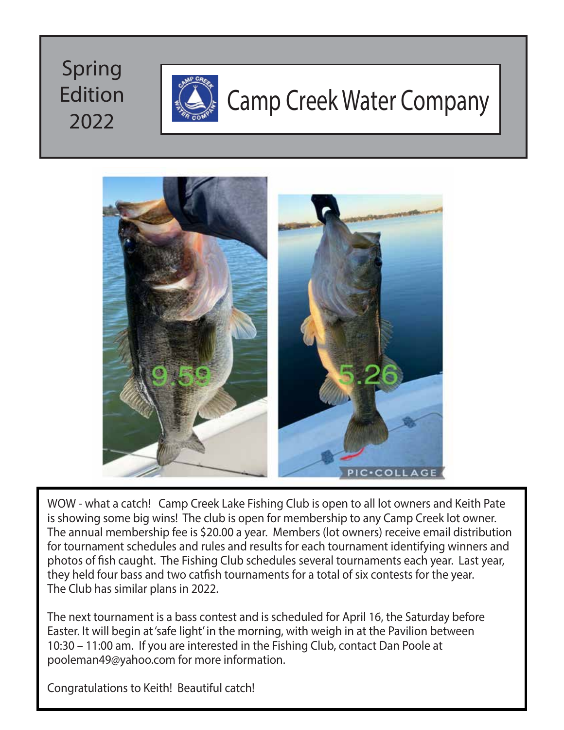Spring Edition 2022

# Camp Creek Water Company

WOW - what a catch! Camp Creek Lake Fishing Club is open to all lot owners and Keith Pate is showing some big wins! The club is open for membership to any Camp Creek lot owner. The annual membership fee is $20.00 a year. Members (lot owners) receive email distribution for tournament schedules and rules and results for each tournament identifying winners and photos of fish caught. The Fishing Club schedules several tournaments each year. Last year, they held four bass and two catfish tournaments for a total of six contests for the year. The Club has similar plans in 2022.

The next tournament is a bass contest and is scheduled for April 16, the Saturday before Easter. It will begin at 'safe light' in the morning, with weigh in at the Pavilion between 10:30 – 11:00 am. If you are interested in the Fishing Club, contact Dan Poole at pooleman49@yahoo.com for more information.

Congratulations to Keith! Beautiful catch!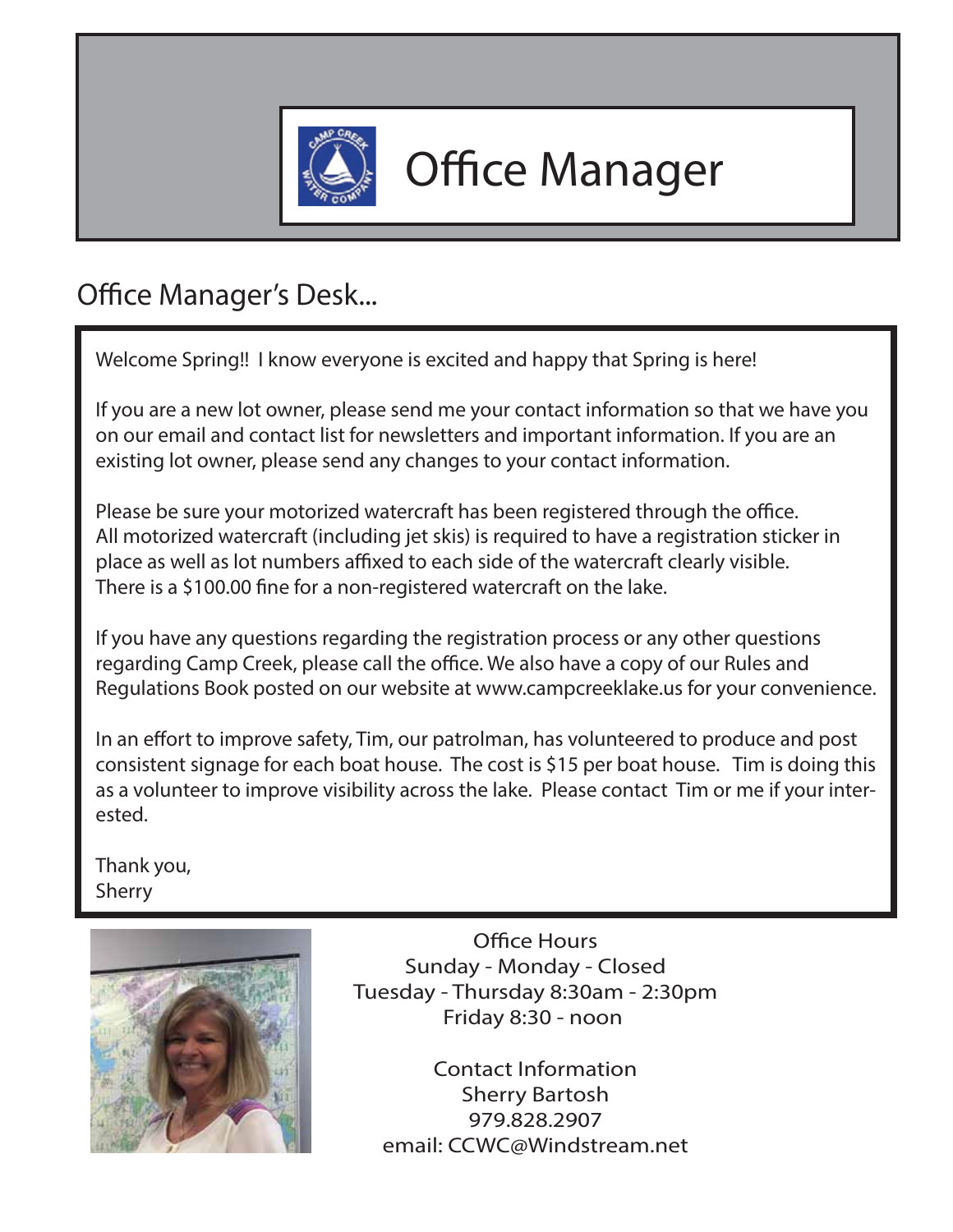# Office Manager

## Office Manager's Desk...

Welcome Spring!! I know everyone is excited and happy that Spring is here!

If you are a new lot owner, please send me your contact information so that we have you on our email and contact list for newsletters and important information. If you are an existing lot owner, please send any changes to your contact information.

Please be sure your motorized watercraft has been registered through the office. All motorized watercraft (including jet skis) is required to have a registration sticker in place as well as lot numbers affixed to each side of the watercraft clearly visible. There is a $100.00 fine for a non-registered watercraft on the lake.

If you have any questions regarding the registration process or any other questions regarding Camp Creek, please call the office. We also have a copy of our Rules and Regulations Book posted on our website at www.campcreeklake.us for your convenience.

In an effort to improve safety, Tim, our patrolman, has volunteered to produce and post consistent signage for each boat house. The cost is $15 per boat house. Tim is doing this as a volunteer to improve visibility across the lake. Please contact Tim or me if your interested.

Thank you,
Sherry

Office Hours
Sunday - Monday - Closed
Tuesday - Thursday 8:30am - 2:30pm
Friday 8:30 - noon

Contact Information
Sherry Bartosh
979.828.2907
email: CCWC@Windstream.net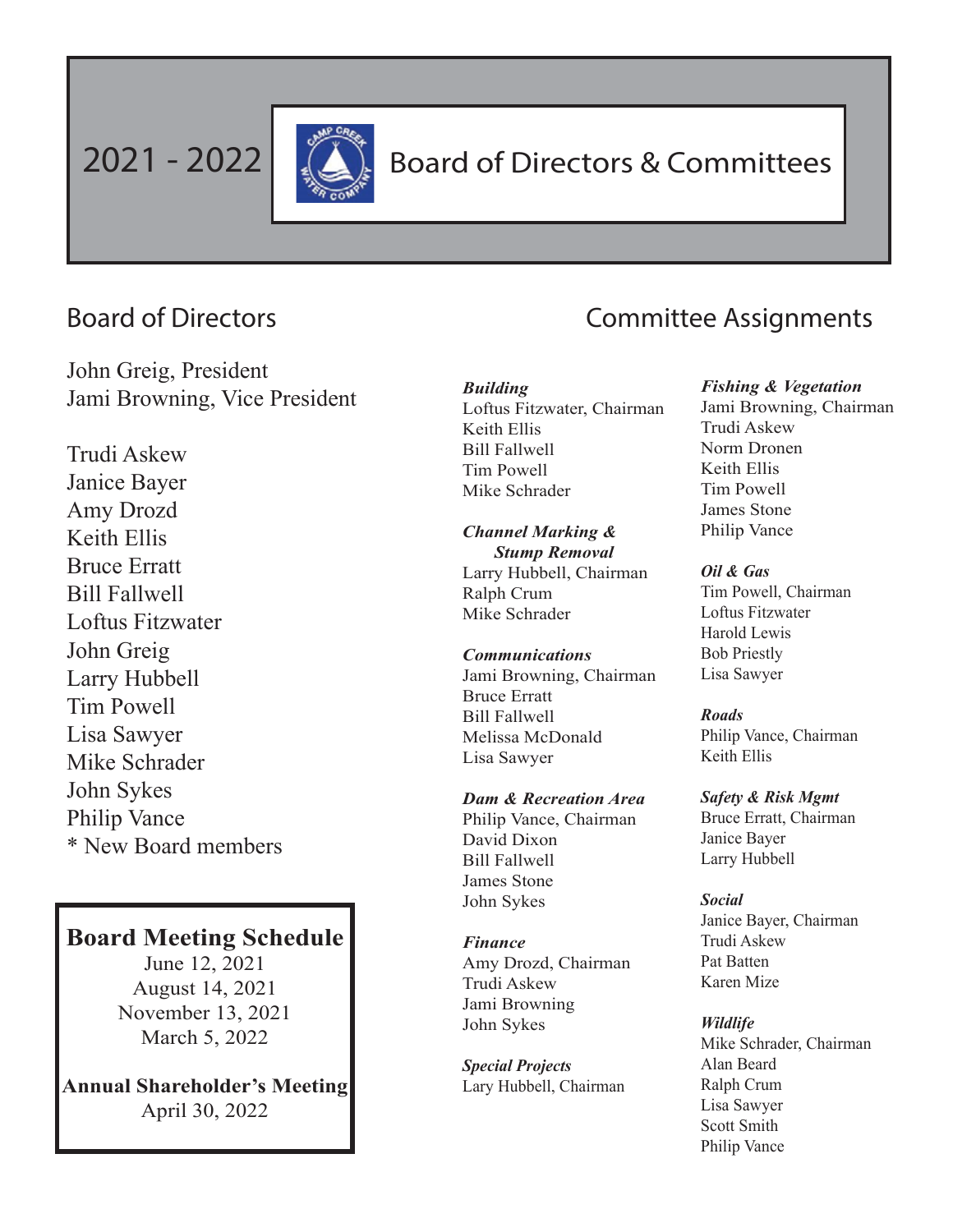# 2021 - 2022 Board of Directors & Committees

## Board of Directors

John Greig, President
Jami Browning, Vice President

Trudi Askew
Janice Bayer
Amy Drozd
Keith Ellis
Bruce Erratt
Bill Fallwell
Loftus Fitzwater
John Greig
Larry Hubbell
Tim Powell
Lisa Sawyer
Mike Schrader
John Sykes
Philip Vance
* New Board members

### Board Meeting Schedule

June 12, 2021
August 14, 2021
November 13, 2021
March 5, 2022

**Annual Shareholder's Meeting**
April 30, 2022

## Committee Assignments

***Building***
Loftus Fitzwater, Chairman
Keith Ellis
Bill Fallwell
Tim Powell
Mike Schrader

***Channel Marking & Stump Removal***
Larry Hubbell, Chairman
Ralph Crum
Mike Schrader

***Communications***
Jami Browning, Chairman
Bruce Erratt
Bill Fallwell
Melissa McDonald
Lisa Sawyer

***Dam & Recreation Area***
Philip Vance, Chairman
David Dixon
Bill Fallwell
James Stone
John Sykes

***Finance***
Amy Drozd, Chairman
Trudi Askew
Jami Browning
John Sykes

***Special Projects***
Lary Hubbell, Chairman

***Fishing & Vegetation***
Jami Browning, Chairman
Trudi Askew
Norm Dronen
Keith Ellis
Tim Powell
James Stone
Philip Vance

***Oil & Gas***
Tim Powell, Chairman
Loftus Fitzwater
Harold Lewis
Bob Priestly
Lisa Sawyer

***Roads***
Philip Vance, Chairman
Keith Ellis

***Safety & Risk Mgmt***
Bruce Erratt, Chairman
Janice Bayer
Larry Hubbell

***Social***
Janice Bayer, Chairman
Trudi Askew
Pat Batten
Karen Mize

***Wildlife***
Mike Schrader, Chairman
Alan Beard
Ralph Crum
Lisa Sawyer
Scott Smith
Philip Vance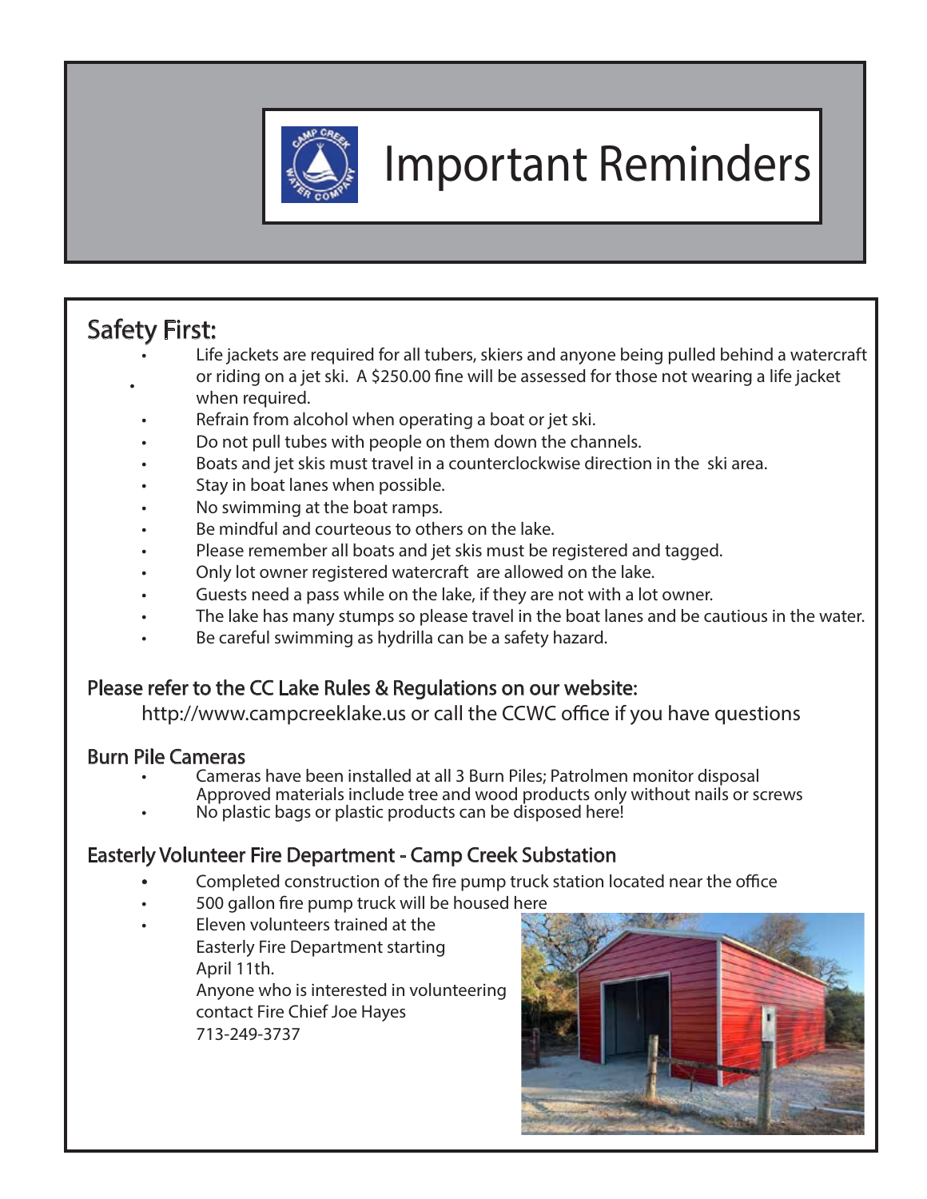# Important Reminders

## Safety First:

- Life jackets are required for all tubers, skiers and anyone being pulled behind a watercraft or riding on a jet ski. A $250.00 fine will be assessed for those not wearing a life jacket when required.
- Refrain from alcohol when operating a boat or jet ski.
- Do not pull tubes with people on them down the channels.
- Boats and jet skis must travel in a counterclockwise direction in the ski area.
- Stay in boat lanes when possible.
- No swimming at the boat ramps.
- Be mindful and courteous to others on the lake.
- Please remember all boats and jet skis must be registered and tagged.
- Only lot owner registered watercraft are allowed on the lake.
- Guests need a pass while on the lake, if they are not with a lot owner.
- The lake has many stumps so please travel in the boat lanes and be cautious in the water.
- Be careful swimming as hydrilla can be a safety hazard.

### Please refer to the CC Lake Rules & Regulations on our website:

http://www.campcreeklake.us or call the CCWC office if you have questions

### Burn Pile Cameras

- Cameras have been installed at all 3 Burn Piles; Patrolmen monitor disposal
  Approved materials include tree and wood products only without nails or screws
- No plastic bags or plastic products can be disposed here!

### Easterly Volunteer Fire Department - Camp Creek Substation

- Completed construction of the fire pump truck station located near the office
- 500 gallon fire pump truck will be housed here
- Eleven volunteers trained at the Easterly Fire Department starting April 11th.
  Anyone who is interested in volunteering contact Fire Chief Joe Hayes
  713-249-3737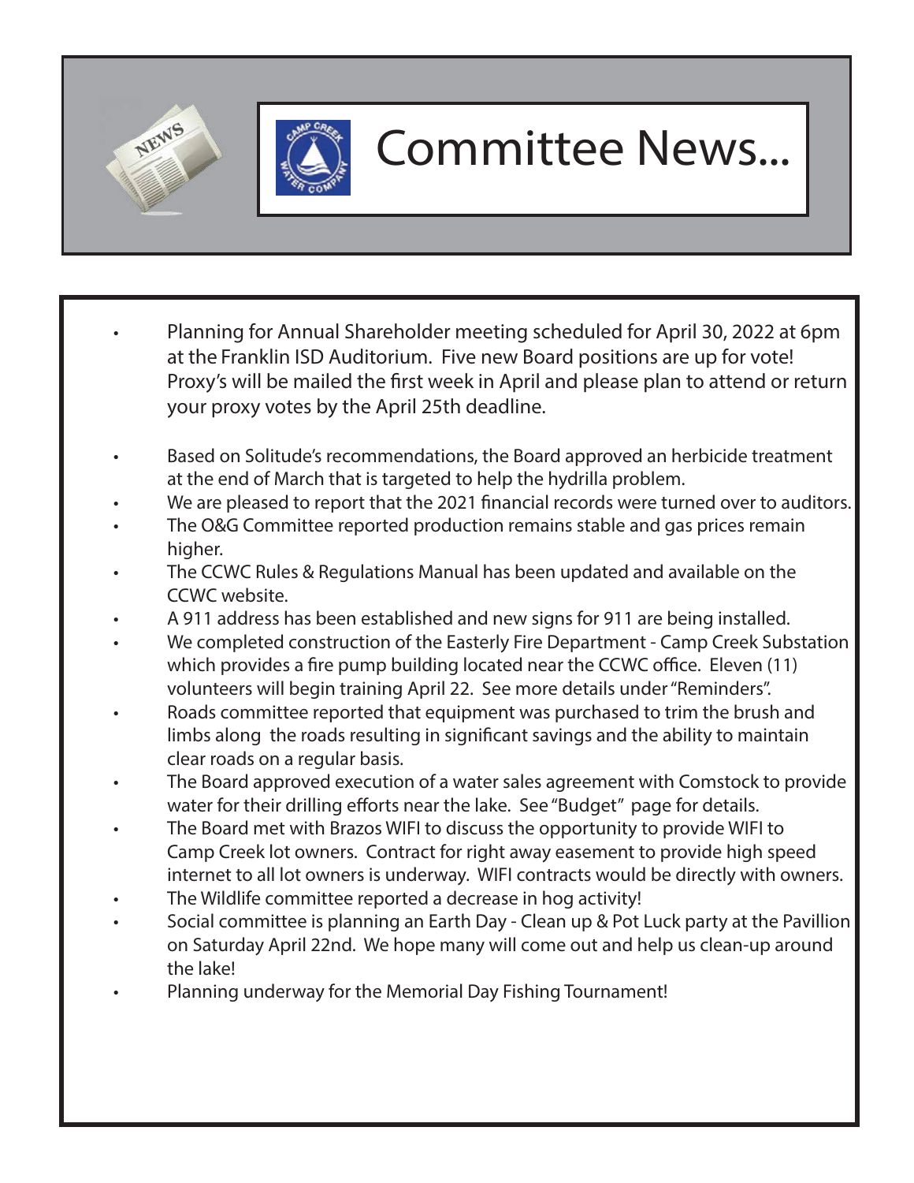# Committee News...

- Planning for Annual Shareholder meeting scheduled for April 30, 2022 at 6pm at the Franklin ISD Auditorium. Five new Board positions are up for vote! Proxy's will be mailed the first week in April and please plan to attend or return your proxy votes by the April 25th deadline.

- Based on Solitude's recommendations, the Board approved an herbicide treatment at the end of March that is targeted to help the hydrilla problem.
- We are pleased to report that the 2021 financial records were turned over to auditors.
- The O&G Committee reported production remains stable and gas prices remain higher.
- The CCWC Rules & Regulations Manual has been updated and available on the CCWC website.
- A 911 address has been established and new signs for 911 are being installed.
- We completed construction of the Easterly Fire Department - Camp Creek Substation which provides a fire pump building located near the CCWC office. Eleven (11) volunteers will begin training April 22. See more details under "Reminders".
- Roads committee reported that equipment was purchased to trim the brush and limbs along the roads resulting in significant savings and the ability to maintain clear roads on a regular basis.
- The Board approved execution of a water sales agreement with Comstock to provide water for their drilling efforts near the lake. See "Budget" page for details.
- The Board met with Brazos WIFI to discuss the opportunity to provide WIFI to Camp Creek lot owners. Contract for right away easement to provide high speed internet to all lot owners is underway. WIFI contracts would be directly with owners.
- The Wildlife committee reported a decrease in hog activity!
- Social committee is planning an Earth Day - Clean up & Pot Luck party at the Pavillion on Saturday April 22nd. We hope many will come out and help us clean-up around the lake!
- Planning underway for the Memorial Day Fishing Tournament!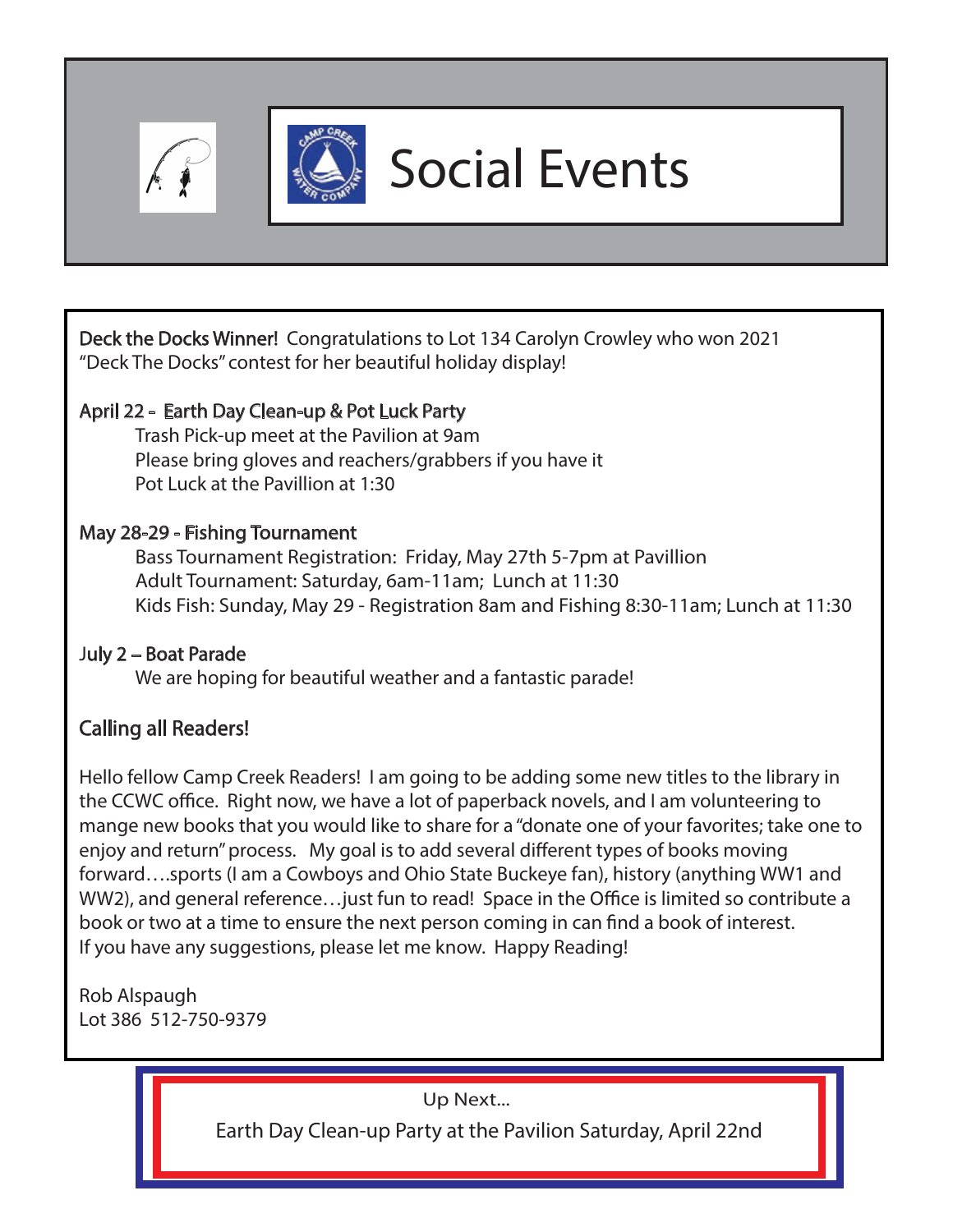# Social Events

**Deck the Docks Winner!** Congratulations to Lot 134 Carolyn Crowley who won 2021 "Deck The Docks" contest for her beautiful holiday display!

**April 22 - Earth Day Clean-up & Pot Luck Party**

Trash Pick-up meet at the Pavilion at 9am
Please bring gloves and reachers/grabbers if you have it
Pot Luck at the Pavillion at 1:30

**May 28-29 - Fishing Tournament**

Bass Tournament Registration: Friday, May 27th 5-7pm at Pavillion
Adult Tournament: Saturday, 6am-11am; Lunch at 11:30
Kids Fish: Sunday, May 29 - Registration 8am and Fishing 8:30-11am; Lunch at 11:30

**July 2 – Boat Parade**

We are hoping for beautiful weather and a fantastic parade!

**Calling all Readers!**

Hello fellow Camp Creek Readers! I am going to be adding some new titles to the library in the CCWC office. Right now, we have a lot of paperback novels, and I am volunteering to mange new books that you would like to share for a "donate one of your favorites; take one to enjoy and return" process. My goal is to add several different types of books moving forward….sports (I am a Cowboys and Ohio State Buckeye fan), history (anything WW1 and WW2), and general reference…just fun to read! Space in the Office is limited so contribute a book or two at a time to ensure the next person coming in can find a book of interest. If you have any suggestions, please let me know. Happy Reading!

Rob Alspaugh
Lot 386 512-750-9379

Up Next...

Earth Day Clean-up Party at the Pavilion Saturday, April 22nd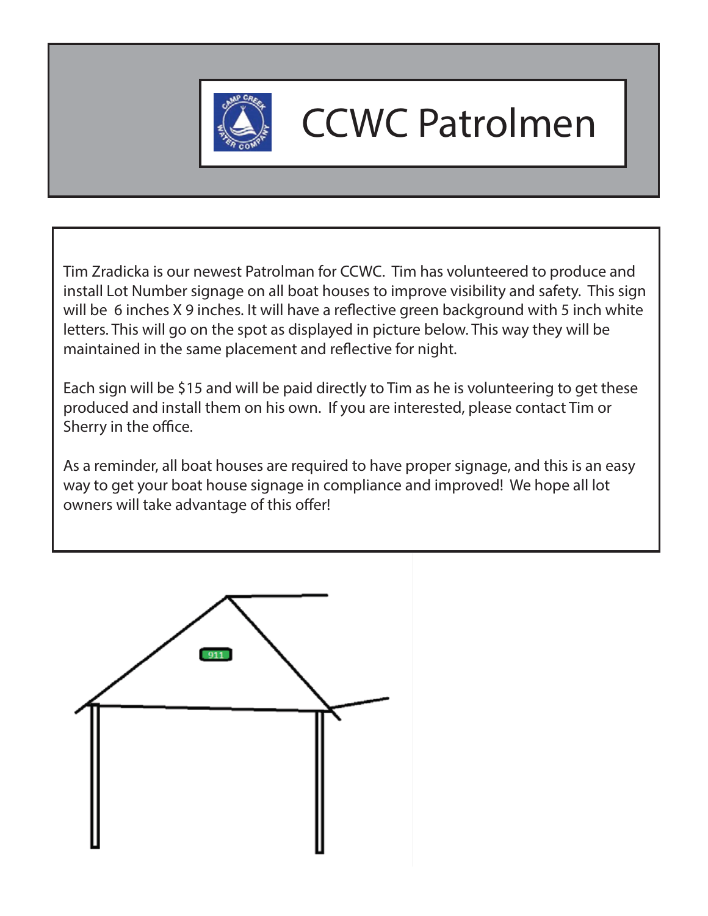# CCWC Patrolmen

Tim Zradicka is our newest Patrolman for CCWC. Tim has volunteered to produce and install Lot Number signage on all boat houses to improve visibility and safety. This sign will be 6 inches X 9 inches. It will have a reflective green background with 5 inch white letters. This will go on the spot as displayed in picture below. This way they will be maintained in the same placement and reflective for night.

Each sign will be $15 and will be paid directly to Tim as he is volunteering to get these produced and install them on his own. If you are interested, please contact Tim or Sherry in the office.

As a reminder, all boat houses are required to have proper signage, and this is an easy way to get your boat house signage in compliance and improved! We hope all lot owners will take advantage of this offer!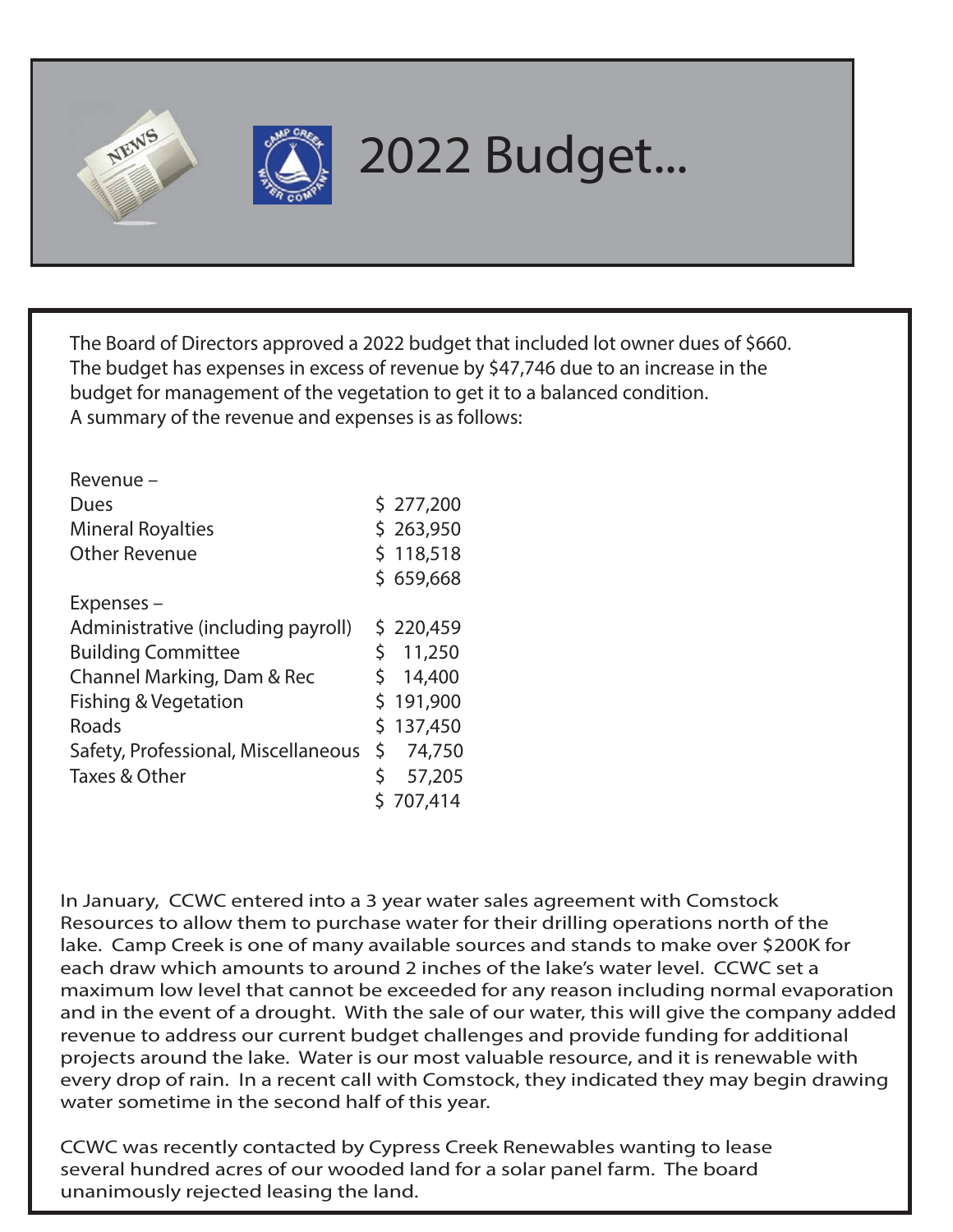# 2022 Budget...

The Board of Directors approved a 2022 budget that included lot owner dues of $660. The budget has expenses in excess of revenue by $47,746 due to an increase in the budget for management of the vegetation to get it to a balanced condition. A summary of the revenue and expenses is as follows:

| Revenue – | |
|---|---|
| Dues | $ 277,200 |
| Mineral Royalties | $ 263,950 |
| Other Revenue | $ 118,518 |
| | $ 659,668 |
| **Expenses –** | |
| Administrative (including payroll) | $ 220,459 |
| Building Committee | $ 11,250 |
| Channel Marking, Dam & Rec | $ 14,400 |
| Fishing & Vegetation | $ 191,900 |
| Roads | $ 137,450 |
| Safety, Professional, Miscellaneous | $ 74,750 |
| Taxes & Other | $ 57,205 |
| | $ 707,414 |

In January, CCWC entered into a 3 year water sales agreement with Comstock Resources to allow them to purchase water for their drilling operations north of the lake. Camp Creek is one of many available sources and stands to make over $200K for each draw which amounts to around 2 inches of the lake's water level. CCWC set a maximum low level that cannot be exceeded for any reason including normal evaporation and in the event of a drought. With the sale of our water, this will give the company added revenue to address our current budget challenges and provide funding for additional projects around the lake. Water is our most valuable resource, and it is renewable with every drop of rain. In a recent call with Comstock, they indicated they may begin drawing water sometime in the second half of this year.

CCWC was recently contacted by Cypress Creek Renewables wanting to lease several hundred acres of our wooded land for a solar panel farm. The board unanimously rejected leasing the land.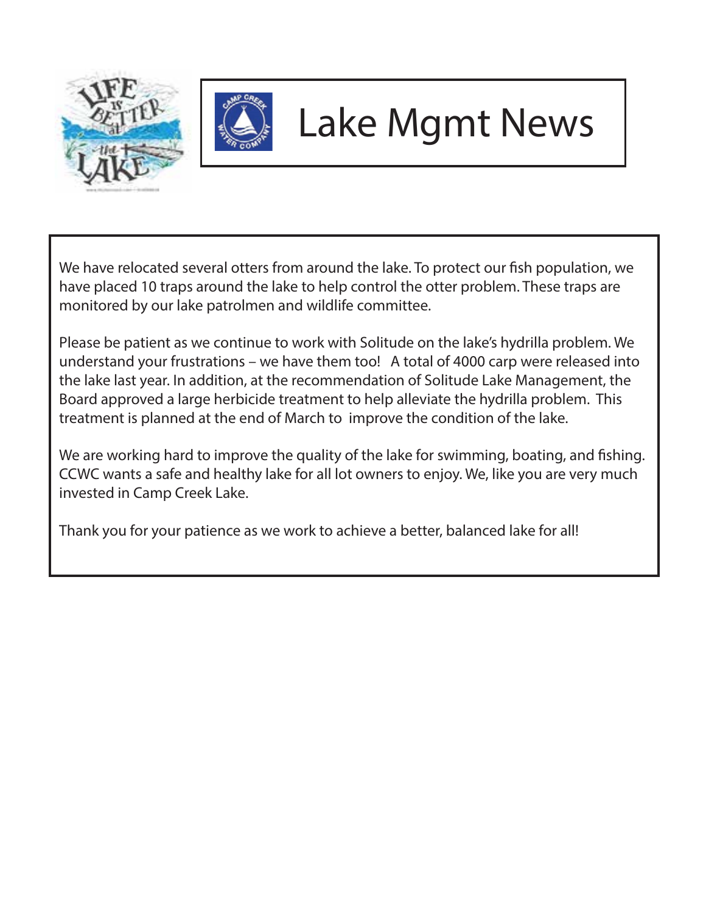# Lake Mgmt News

We have relocated several otters from around the lake. To protect our fish population, we have placed 10 traps around the lake to help control the otter problem. These traps are monitored by our lake patrolmen and wildlife committee.

Please be patient as we continue to work with Solitude on the lake's hydrilla problem. We understand your frustrations – we have them too! A total of 4000 carp were released into the lake last year. In addition, at the recommendation of Solitude Lake Management, the Board approved a large herbicide treatment to help alleviate the hydrilla problem. This treatment is planned at the end of March to improve the condition of the lake.

We are working hard to improve the quality of the lake for swimming, boating, and fishing. CCWC wants a safe and healthy lake for all lot owners to enjoy. We, like you are very much invested in Camp Creek Lake.

Thank you for your patience as we work to achieve a better, balanced lake for all!